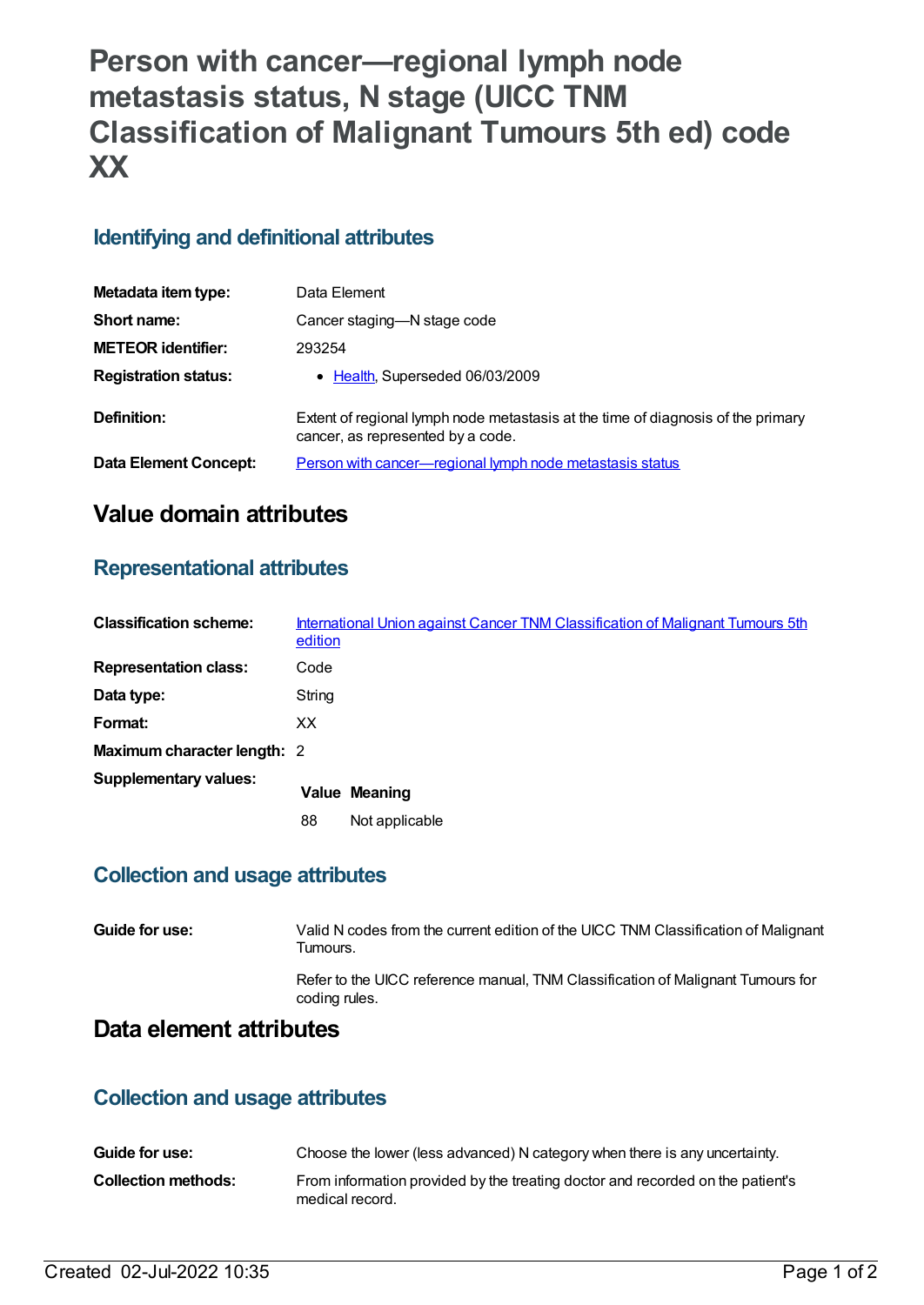# Person with cancer—regional lymph node metastasis status, N stage (UICC TNM Classification of Malignant Tumours 5th ed) code XX

## Identifying and definitional attributes

| | |
|---|---|
| **Metadata item type:** | Data Element |
| **Short name:** | Cancer staging—N stage code |
| **METEOR identifier:** | 293254 |
| **Registration status:** | • Health, Superseded 06/03/2009 |
| **Definition:** | Extent of regional lymph node metastasis at the time of diagnosis of the primary cancer, as represented by a code. |
| **Data Element Concept:** | Person with cancer—regional lymph node metastasis status |

# Value domain attributes

## Representational attributes

| | |
|---|---|
| **Classification scheme:** | International Union against Cancer TNM Classification of Malignant Tumours 5th edition |
| **Representation class:** | Code |
| **Data type:** | String |
| **Format:** | XX |
| **Maximum character length:** | 2 |

**Supplementary values:**

| Value | Meaning |
|---|---|
| 88 | Not applicable |

## Collection and usage attributes

**Guide for use:** Valid N codes from the current edition of the UICC TNM Classification of Malignant Tumours.

Refer to the UICC reference manual, TNM Classification of Malignant Tumours for coding rules.

# Data element attributes

## Collection and usage attributes

| | |
|---|---|
| **Guide for use:** | Choose the lower (less advanced) N category when there is any uncertainty. |
| **Collection methods:** | From information provided by the treating doctor and recorded on the patient's medical record. |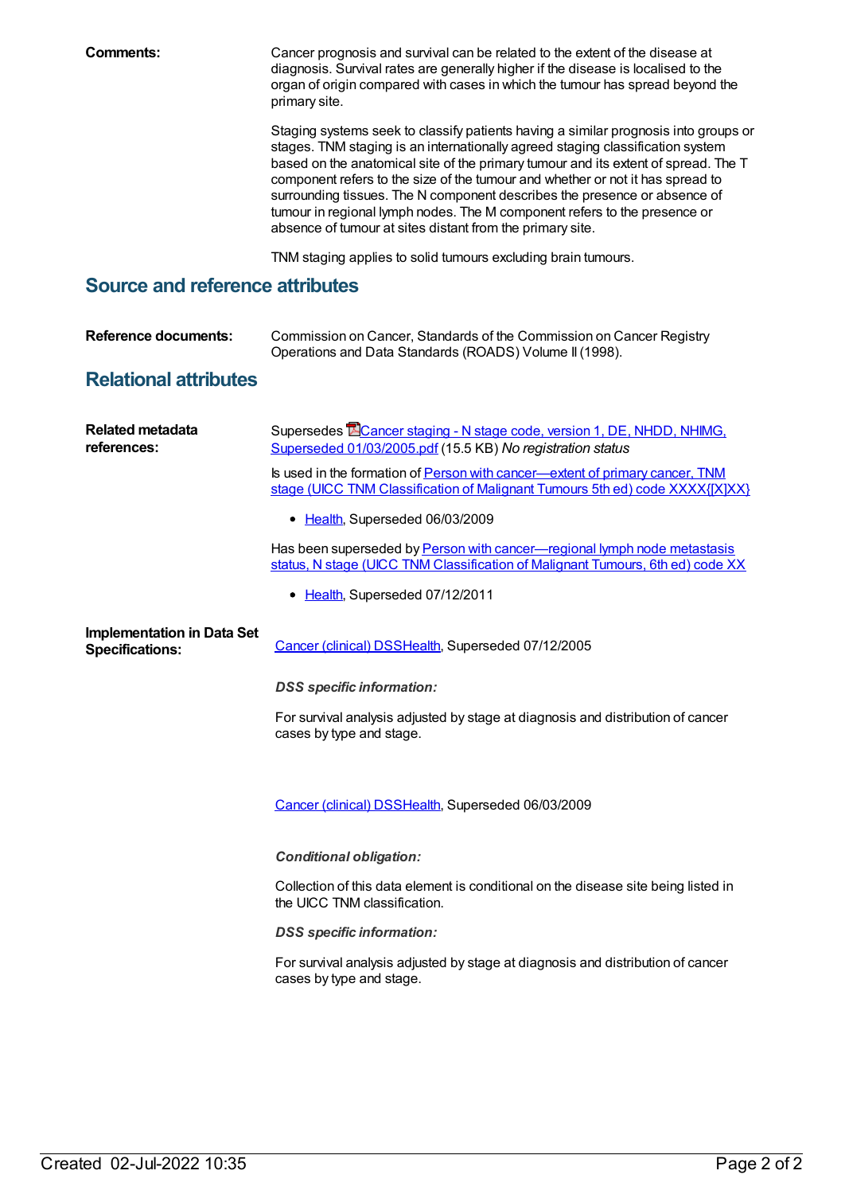**Comments:**

Cancer prognosis and survival can be related to the extent of the disease at diagnosis. Survival rates are generally higher if the disease is localised to the organ of origin compared with cases in which the tumour has spread beyond the primary site.

Staging systems seek to classify patients having a similar prognosis into groups or stages. TNM staging is an internationally agreed staging classification system based on the anatomical site of the primary tumour and its extent of spread. The T component refers to the size of the tumour and whether or not it has spread to surrounding tissues. The N component describes the presence or absence of tumour in regional lymph nodes. The M component refers to the presence or absence of tumour at sites distant from the primary site.

TNM staging applies to solid tumours excluding brain tumours.

## Source and reference attributes

**Reference documents:**

Commission on Cancer, Standards of the Commission on Cancer Registry Operations and Data Standards (ROADS) Volume II (1998).

## Relational attributes

**Related metadata references:**

Supersedes Cancer staging - N stage code, version 1, DE, NHDD, NHIMG, Superseded 01/03/2005.pdf (15.5 KB) *No registration status*

Is used in the formation of Person with cancer—extent of primary cancer, TNM stage (UICC TNM Classification of Malignant Tumours 5th ed) code XXXX{[X]XX}

- Health, Superseded 06/03/2009

Has been superseded by Person with cancer—regional lymph node metastasis status, N stage (UICC TNM Classification of Malignant Tumours, 6th ed) code XX

- Health, Superseded 07/12/2011

**Implementation in Data Set Specifications:**

Cancer (clinical) DSSHealth, Superseded 07/12/2005

***DSS specific information:***

For survival analysis adjusted by stage at diagnosis and distribution of cancer cases by type and stage.

Cancer (clinical) DSSHealth, Superseded 06/03/2009

***Conditional obligation:***

Collection of this data element is conditional on the disease site being listed in the UICC TNM classification.

***DSS specific information:***

For survival analysis adjusted by stage at diagnosis and distribution of cancer cases by type and stage.